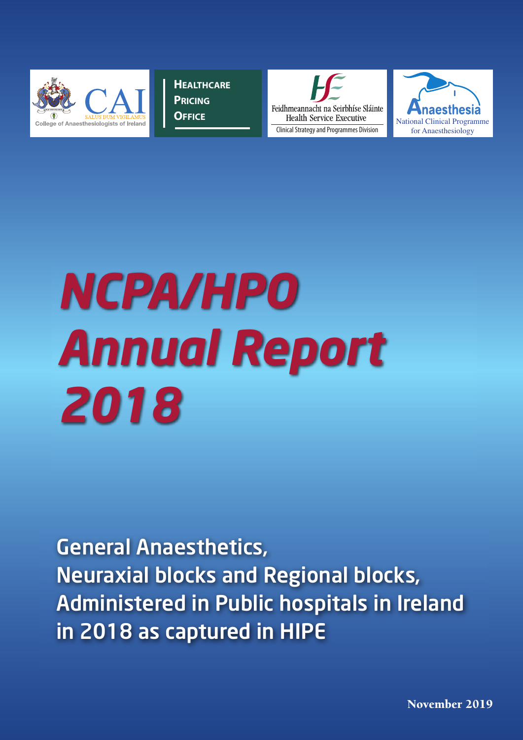College of Anaesthesiologists of Ireland — SALUS DUM VIGILAMUS

HEALTHCARE PRICING OFFICE

Feidhmeannacht na Seirbhíse Sláinte
Health Service Executive
Clinical Strategy and Programmes Division

Anaesthesia
National Clinical Programme for Anaesthesiology

# *NCPA/HPO Annual Report 2018*

## General Anaesthetics, Neuraxial blocks and Regional blocks, Administered in Public hospitals in Ireland in 2018 as captured in HIPE

**November 2019**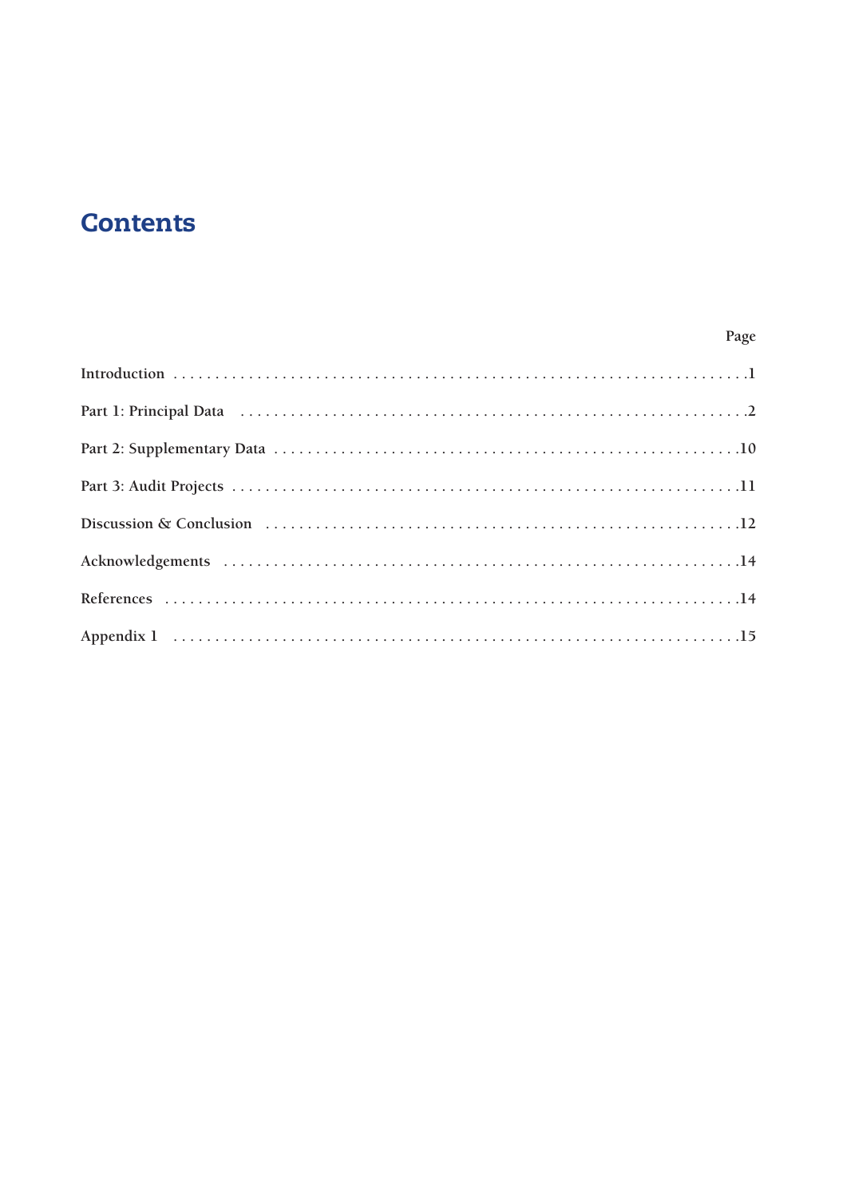# Contents

| | Page |
|---|---|
| Introduction | 1 |
| Part 1: Principal Data | 2 |
| Part 2: Supplementary Data | 10 |
| Part 3: Audit Projects | 11 |
| Discussion & Conclusion | 12 |
| Acknowledgements | 14 |
| References | 14 |
| Appendix 1 | 15 |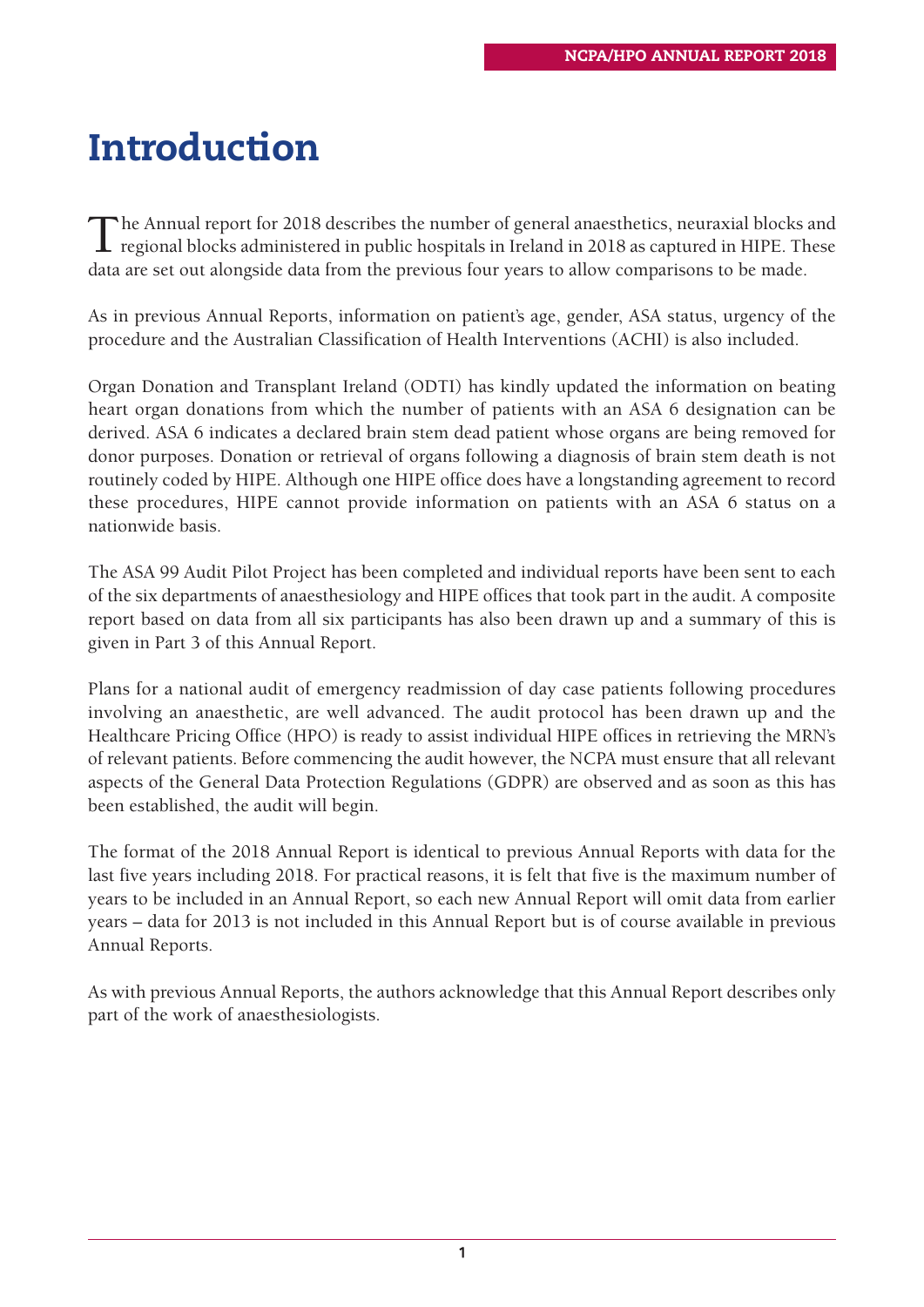# Introduction

The Annual report for 2018 describes the number of general anaesthetics, neuraxial blocks and regional blocks administered in public hospitals in Ireland in 2018 as captured in HIPE. These data are set out alongside data from the previous four years to allow comparisons to be made.

As in previous Annual Reports, information on patient's age, gender, ASA status, urgency of the procedure and the Australian Classification of Health Interventions (ACHI) is also included.

Organ Donation and Transplant Ireland (ODTI) has kindly updated the information on beating heart organ donations from which the number of patients with an ASA 6 designation can be derived. ASA 6 indicates a declared brain stem dead patient whose organs are being removed for donor purposes. Donation or retrieval of organs following a diagnosis of brain stem death is not routinely coded by HIPE. Although one HIPE office does have a longstanding agreement to record these procedures, HIPE cannot provide information on patients with an ASA 6 status on a nationwide basis.

The ASA 99 Audit Pilot Project has been completed and individual reports have been sent to each of the six departments of anaesthesiology and HIPE offices that took part in the audit. A composite report based on data from all six participants has also been drawn up and a summary of this is given in Part 3 of this Annual Report.

Plans for a national audit of emergency readmission of day case patients following procedures involving an anaesthetic, are well advanced. The audit protocol has been drawn up and the Healthcare Pricing Office (HPO) is ready to assist individual HIPE offices in retrieving the MRN's of relevant patients. Before commencing the audit however, the NCPA must ensure that all relevant aspects of the General Data Protection Regulations (GDPR) are observed and as soon as this has been established, the audit will begin.

The format of the 2018 Annual Report is identical to previous Annual Reports with data for the last five years including 2018. For practical reasons, it is felt that five is the maximum number of years to be included in an Annual Report, so each new Annual Report will omit data from earlier years – data for 2013 is not included in this Annual Report but is of course available in previous Annual Reports.

As with previous Annual Reports, the authors acknowledge that this Annual Report describes only part of the work of anaesthesiologists.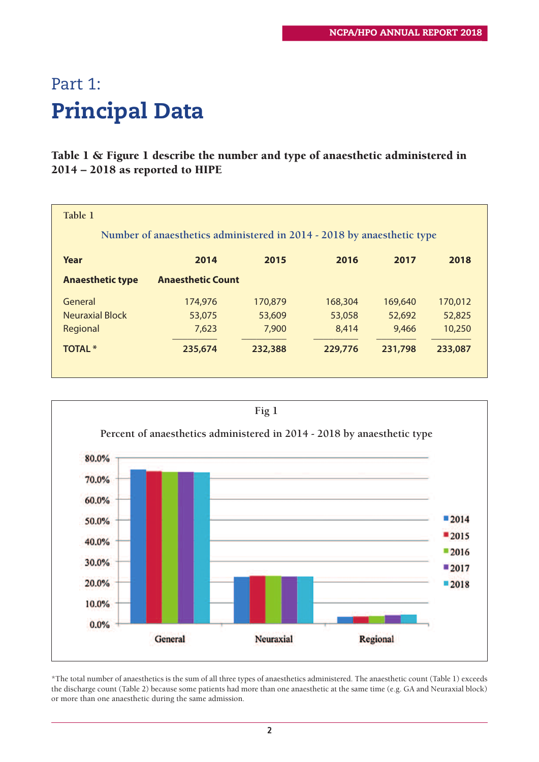# Part 1:
# Principal Data

**Table 1 & Figure 1 describe the number and type of anaesthetic administered in 2014 – 2018 as reported to HIPE**

Table 1

Number of anaesthetics administered in 2014 - 2018 by anaesthetic type

| Year | 2014 | 2015 | 2016 | 2017 | 2018 |
|---|---|---|---|---|---|
| **Anaesthetic type** | **Anaesthetic Count** | | | | |
| General | 174,976 | 170,879 | 168,304 | 169,640 | 170,012 |
| Neuraxial Block | 53,075 | 53,609 | 53,058 | 52,692 | 52,825 |
| Regional | 7,623 | 7,900 | 8,414 | 9,466 | 10,250 |
| **TOTAL *** | **235,674** | **232,388** | **229,776** | **231,798** | **233,087** |

Fig 1

Percent of anaesthetics administered in 2014 - 2018 by anaesthetic type

*The total number of anaesthetics is the sum of all three types of anaesthetics administered. The anaesthetic count (Table 1) exceeds the discharge count (Table 2) because some patients had more than one anaesthetic at the same time (e.g. GA and Neuraxial block) or more than one anaesthetic during the same admission.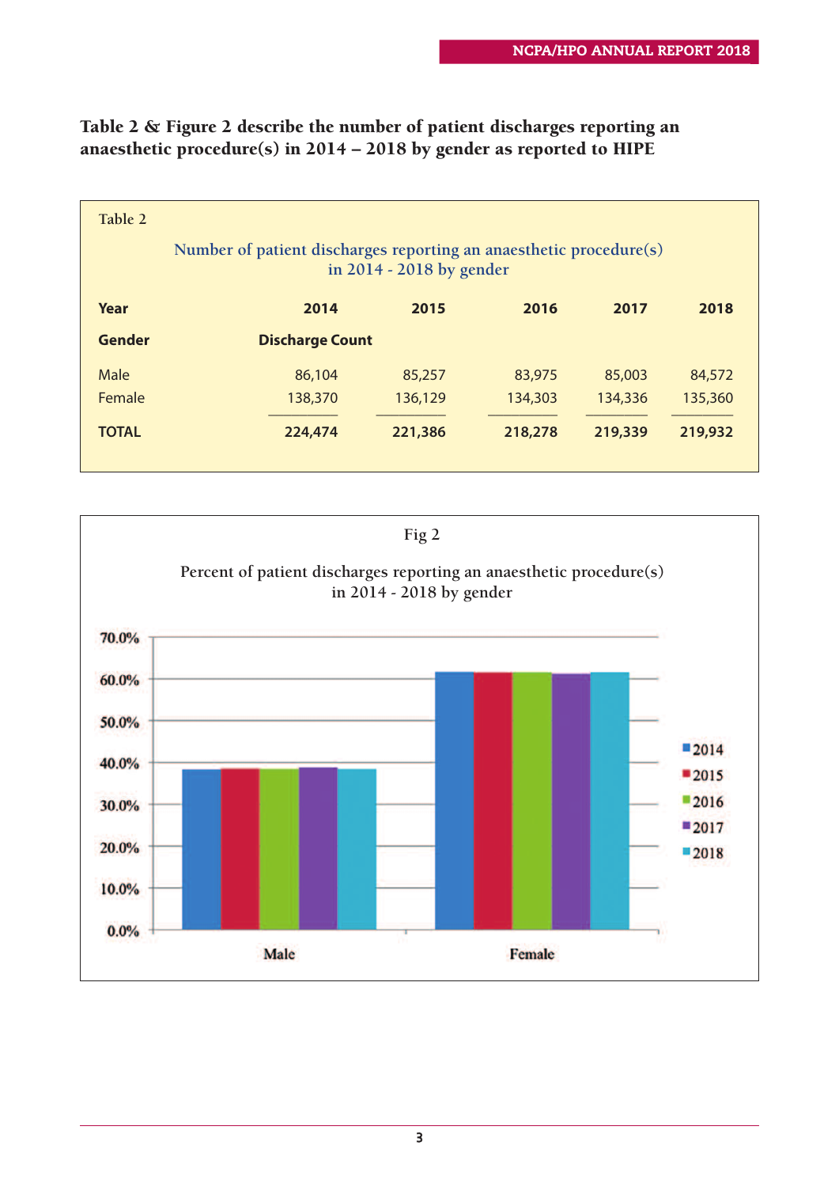**Table 2 & Figure 2 describe the number of patient discharges reporting an anaesthetic procedure(s) in 2014 – 2018 by gender as reported to HIPE**

Table 2

Number of patient discharges reporting an anaesthetic procedure(s) in 2014 - 2018 by gender

| Year | 2014 | 2015 | 2016 | 2017 | 2018 |
|---|---|---|---|---|---|
| **Gender** | **Discharge Count** | | | | |
| Male | 86,104 | 85,257 | 83,975 | 85,003 | 84,572 |
| Female | 138,370 | 136,129 | 134,303 | 134,336 | 135,360 |
| **TOTAL** | **224,474** | **221,386** | **218,278** | **219,339** | **219,932** |

Fig 2

Percent of patient discharges reporting an anaesthetic procedure(s) in 2014 - 2018 by gender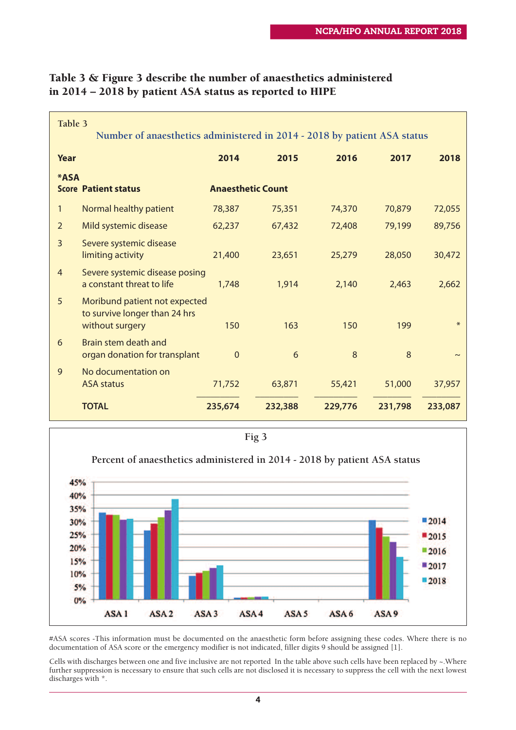## Table 3 & Figure 3 describe the number of anaesthetics administered in 2014 – 2018 by patient ASA status as reported to HIPE

Table 3

Number of anaesthetics administered in 2014 - 2018 by patient ASA status

| Year | | 2014 | 2015 | 2016 | 2017 | 2018 |
|---|---|---|---|---|---|---|
| *ASA Score | Patient status | Anaesthetic Count | | | | |
| 1 | Normal healthy patient | 78,387 | 75,351 | 74,370 | 70,879 | 72,055 |
| 2 | Mild systemic disease | 62,237 | 67,432 | 72,408 | 79,199 | 89,756 |
| 3 | Severe systemic disease limiting activity | 21,400 | 23,651 | 25,279 | 28,050 | 30,472 |
| 4 | Severe systemic disease posing a constant threat to life | 1,748 | 1,914 | 2,140 | 2,463 | 2,662 |
| 5 | Moribund patient not expected to survive longer than 24 hrs without surgery | 150 | 163 | 150 | 199 | * |
| 6 | Brain stem death and organ donation for transplant | 0 | 6 | 8 | 8 | ~ |
| 9 | No documentation on ASA status | 71,752 | 63,871 | 55,421 | 51,000 | 37,957 |
| | **TOTAL** | **235,674** | **232,388** | **229,776** | **231,798** | **233,087** |

Fig 3

Percent of anaesthetics administered in 2014 - 2018 by patient ASA status

#ASA scores -This information must be documented on the anaesthetic form before assigning these codes. Where there is no documentation of ASA score or the emergency modifier is not indicated, filler digits 9 should be assigned [1].

Cells with discharges between one and five inclusive are not reported In the table above such cells have been replaced by ~.Where further suppression is necessary to ensure that such cells are not disclosed it is necessary to suppress the cell with the next lowest discharges with *.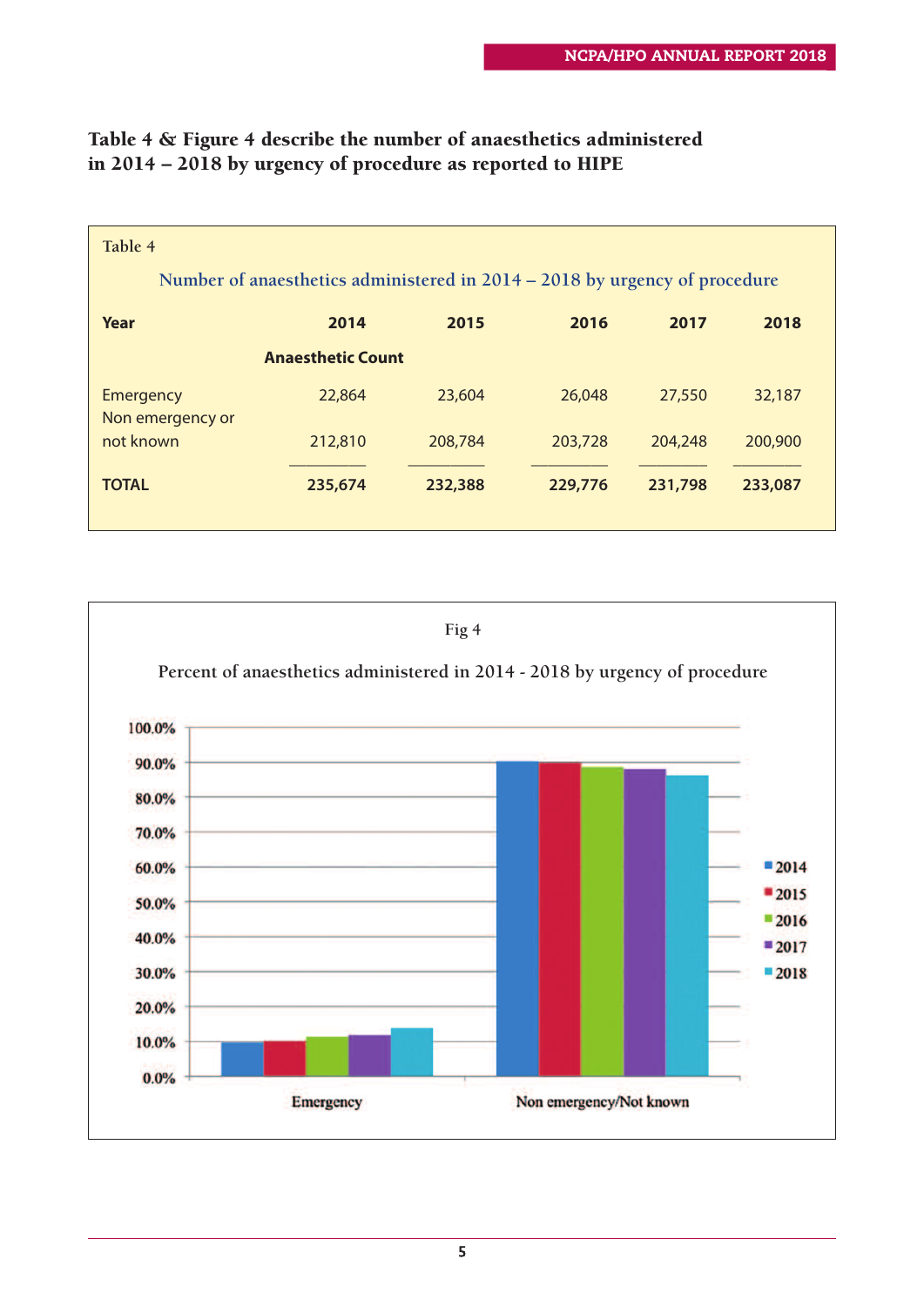**Table 4 & Figure 4 describe the number of anaesthetics administered in 2014 – 2018 by urgency of procedure as reported to HIPE**

Table 4

Number of anaesthetics administered in 2014 – 2018 by urgency of procedure

| Year | 2014 | 2015 | 2016 | 2017 | 2018 |
|---|---|---|---|---|---|
| | **Anaesthetic Count** | | | | |
| Emergency | 22,864 | 23,604 | 26,048 | 27,550 | 32,187 |
| Non emergency or not known | 212,810 | 208,784 | 203,728 | 204,248 | 200,900 |
| **TOTAL** | **235,674** | **232,388** | **229,776** | **231,798** | **233,087** |

Fig 4

Percent of anaesthetics administered in 2014 - 2018 by urgency of procedure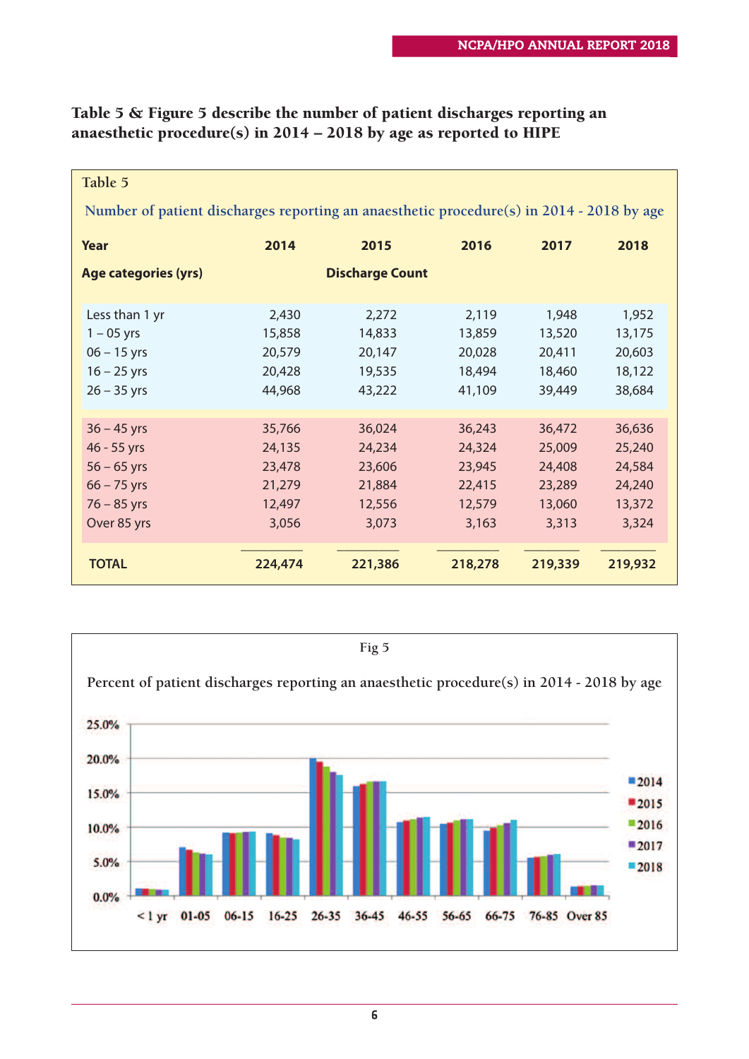**Table 5 & Figure 5 describe the number of patient discharges reporting an anaesthetic procedure(s) in 2014 – 2018 by age as reported to HIPE**

Table 5

Number of patient discharges reporting an anaesthetic procedure(s) in 2014 - 2018 by age

| Year | 2014 | 2015 | 2016 | 2017 | 2018 |
|---|---|---|---|---|---|
| **Age categories (yrs)** | | **Discharge Count** | | | |
| Less than 1 yr | 2,430 | 2,272 | 2,119 | 1,948 | 1,952 |
| 1 – 05 yrs | 15,858 | 14,833 | 13,859 | 13,520 | 13,175 |
| 06 – 15 yrs | 20,579 | 20,147 | 20,028 | 20,411 | 20,603 |
| 16 – 25 yrs | 20,428 | 19,535 | 18,494 | 18,460 | 18,122 |
| 26 – 35 yrs | 44,968 | 43,222 | 41,109 | 39,449 | 38,684 |
| 36 – 45 yrs | 35,766 | 36,024 | 36,243 | 36,472 | 36,636 |
| 46 - 55 yrs | 24,135 | 24,234 | 24,324 | 25,009 | 25,240 |
| 56 – 65 yrs | 23,478 | 23,606 | 23,945 | 24,408 | 24,584 |
| 66 – 75 yrs | 21,279 | 21,884 | 22,415 | 23,289 | 24,240 |
| 76 – 85 yrs | 12,497 | 12,556 | 12,579 | 13,060 | 13,372 |
| Over 85 yrs | 3,056 | 3,073 | 3,163 | 3,313 | 3,324 |
| **TOTAL** | **224,474** | **221,386** | **218,278** | **219,339** | **219,932** |

Fig 5

Percent of patient discharges reporting an anaesthetic procedure(s) in 2014 - 2018 by age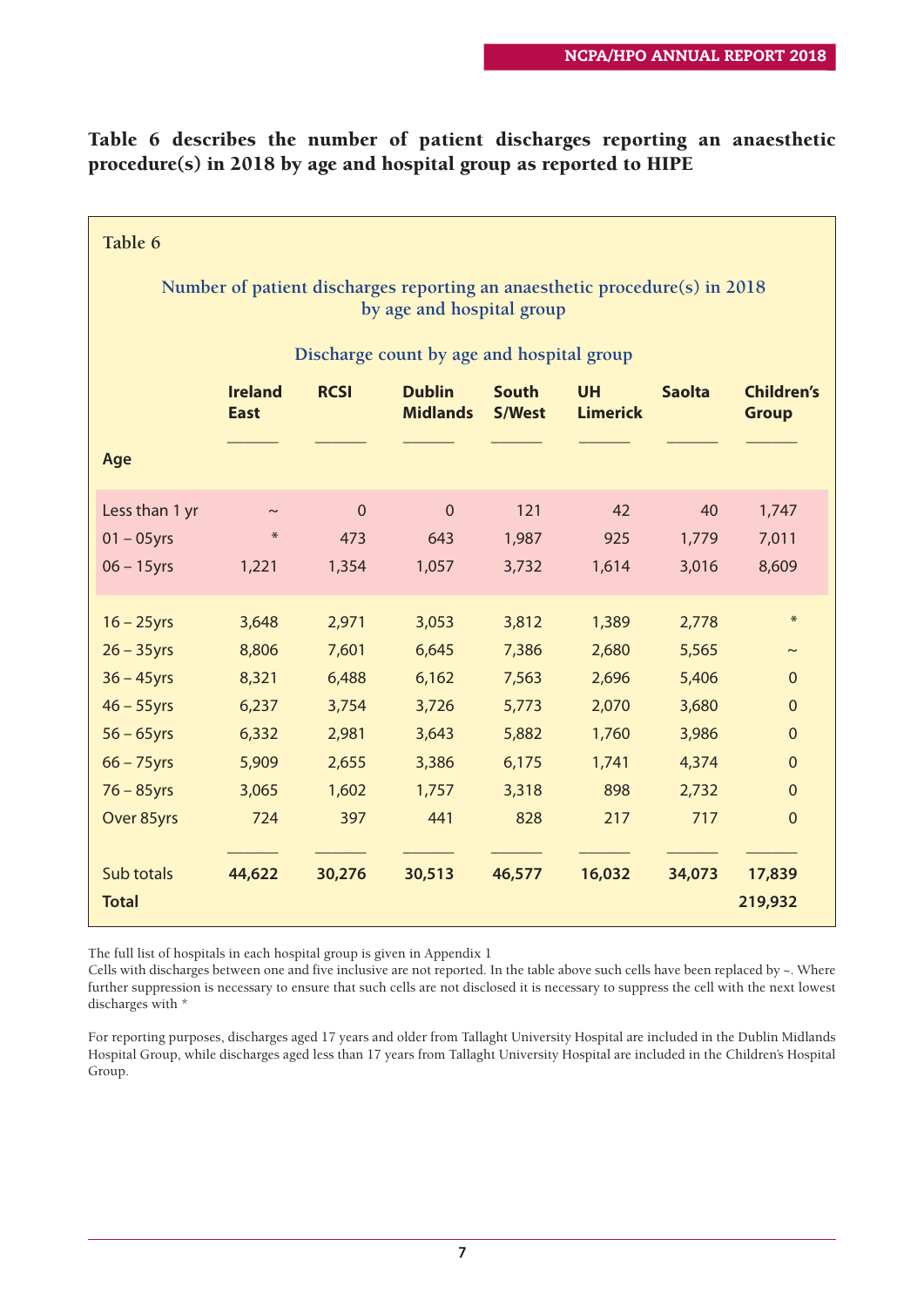**Table 6 describes the number of patient discharges reporting an anaesthetic procedure(s) in 2018 by age and hospital group as reported to HIPE**

Table 6

Number of patient discharges reporting an anaesthetic procedure(s) in 2018 by age and hospital group

Discharge count by age and hospital group

| Age | Ireland East | RCSI | Dublin Midlands | South S/West | UH Limerick | Saolta | Children's Group |
|---|---|---|---|---|---|---|---|
| Less than 1 yr | ~ | 0 | 0 | 121 | 42 | 40 | 1,747 |
| 01 – 05yrs | * | 473 | 643 | 1,987 | 925 | 1,779 | 7,011 |
| 06 – 15yrs | 1,221 | 1,354 | 1,057 | 3,732 | 1,614 | 3,016 | 8,609 |
| 16 – 25yrs | 3,648 | 2,971 | 3,053 | 3,812 | 1,389 | 2,778 | * |
| 26 – 35yrs | 8,806 | 7,601 | 6,645 | 7,386 | 2,680 | 5,565 | ~ |
| 36 – 45yrs | 8,321 | 6,488 | 6,162 | 7,563 | 2,696 | 5,406 | 0 |
| 46 – 55yrs | 6,237 | 3,754 | 3,726 | 5,773 | 2,070 | 3,680 | 0 |
| 56 – 65yrs | 6,332 | 2,981 | 3,643 | 5,882 | 1,760 | 3,986 | 0 |
| 66 – 75yrs | 5,909 | 2,655 | 3,386 | 6,175 | 1,741 | 4,374 | 0 |
| 76 – 85yrs | 3,065 | 1,602 | 1,757 | 3,318 | 898 | 2,732 | 0 |
| Over 85yrs | 724 | 397 | 441 | 828 | 217 | 717 | 0 |
| Sub totals | **44,622** | **30,276** | **30,513** | **46,577** | **16,032** | **34,073** | **17,839** |
| **Total** | | | | | | | **219,932** |

The full list of hospitals in each hospital group is given in Appendix 1

Cells with discharges between one and five inclusive are not reported. In the table above such cells have been replaced by ~. Where further suppression is necessary to ensure that such cells are not disclosed it is necessary to suppress the cell with the next lowest discharges with *

For reporting purposes, discharges aged 17 years and older from Tallaght University Hospital are included in the Dublin Midlands Hospital Group, while discharges aged less than 17 years from Tallaght University Hospital are included in the Children's Hospital Group.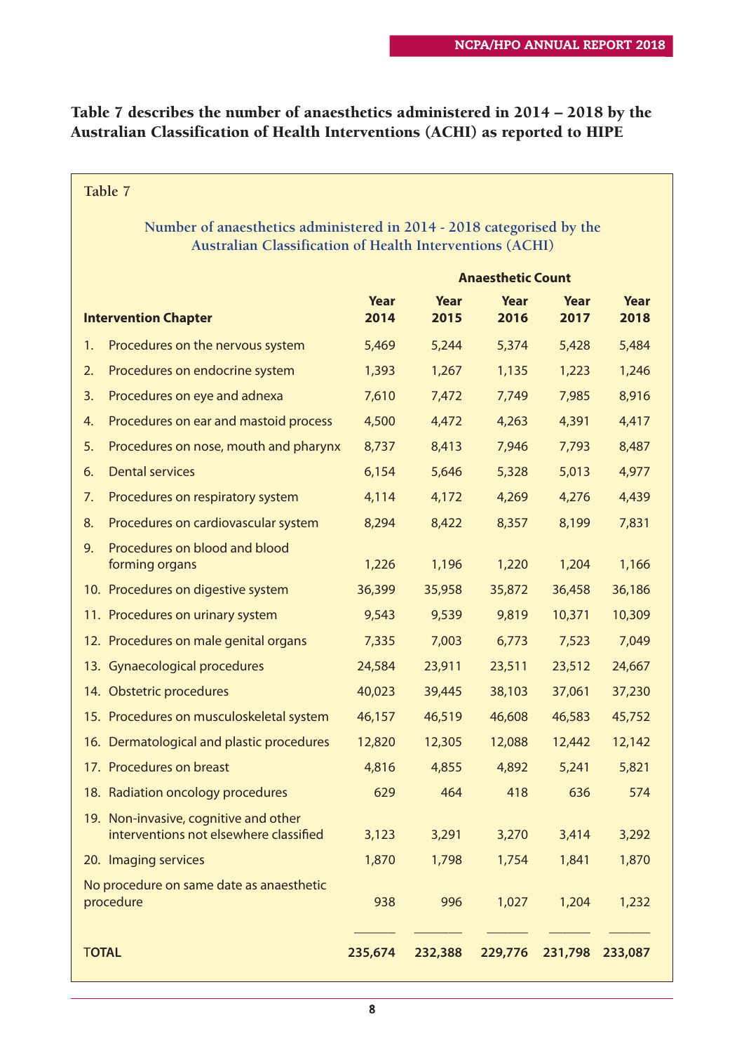**Table 7 describes the number of anaesthetics administered in 2014 – 2018 by the Australian Classification of Health Interventions (ACHI) as reported to HIPE**

Table 7

**Number of anaesthetics administered in 2014 - 2018 categorised by the Australian Classification of Health Interventions (ACHI)**

| Intervention Chapter | Anaesthetic Count Year 2014 | Year 2015 | Year 2016 | Year 2017 | Year 2018 |
|---|---|---|---|---|---|
| 1. Procedures on the nervous system | 5,469 | 5,244 | 5,374 | 5,428 | 5,484 |
| 2. Procedures on endocrine system | 1,393 | 1,267 | 1,135 | 1,223 | 1,246 |
| 3. Procedures on eye and adnexa | 7,610 | 7,472 | 7,749 | 7,985 | 8,916 |
| 4. Procedures on ear and mastoid process | 4,500 | 4,472 | 4,263 | 4,391 | 4,417 |
| 5. Procedures on nose, mouth and pharynx | 8,737 | 8,413 | 7,946 | 7,793 | 8,487 |
| 6. Dental services | 6,154 | 5,646 | 5,328 | 5,013 | 4,977 |
| 7. Procedures on respiratory system | 4,114 | 4,172 | 4,269 | 4,276 | 4,439 |
| 8. Procedures on cardiovascular system | 8,294 | 8,422 | 8,357 | 8,199 | 7,831 |
| 9. Procedures on blood and blood forming organs | 1,226 | 1,196 | 1,220 | 1,204 | 1,166 |
| 10. Procedures on digestive system | 36,399 | 35,958 | 35,872 | 36,458 | 36,186 |
| 11. Procedures on urinary system | 9,543 | 9,539 | 9,819 | 10,371 | 10,309 |
| 12. Procedures on male genital organs | 7,335 | 7,003 | 6,773 | 7,523 | 7,049 |
| 13. Gynaecological procedures | 24,584 | 23,911 | 23,511 | 23,512 | 24,667 |
| 14. Obstetric procedures | 40,023 | 39,445 | 38,103 | 37,061 | 37,230 |
| 15. Procedures on musculoskeletal system | 46,157 | 46,519 | 46,608 | 46,583 | 45,752 |
| 16. Dermatological and plastic procedures | 12,820 | 12,305 | 12,088 | 12,442 | 12,142 |
| 17. Procedures on breast | 4,816 | 4,855 | 4,892 | 5,241 | 5,821 |
| 18. Radiation oncology procedures | 629 | 464 | 418 | 636 | 574 |
| 19. Non-invasive, cognitive and other interventions not elsewhere classified | 3,123 | 3,291 | 3,270 | 3,414 | 3,292 |
| 20. Imaging services | 1,870 | 1,798 | 1,754 | 1,841 | 1,870 |
| No procedure on same date as anaesthetic procedure | 938 | 996 | 1,027 | 1,204 | 1,232 |
| **TOTAL** | **235,674** | **232,388** | **229,776** | **231,798** | **233,087** |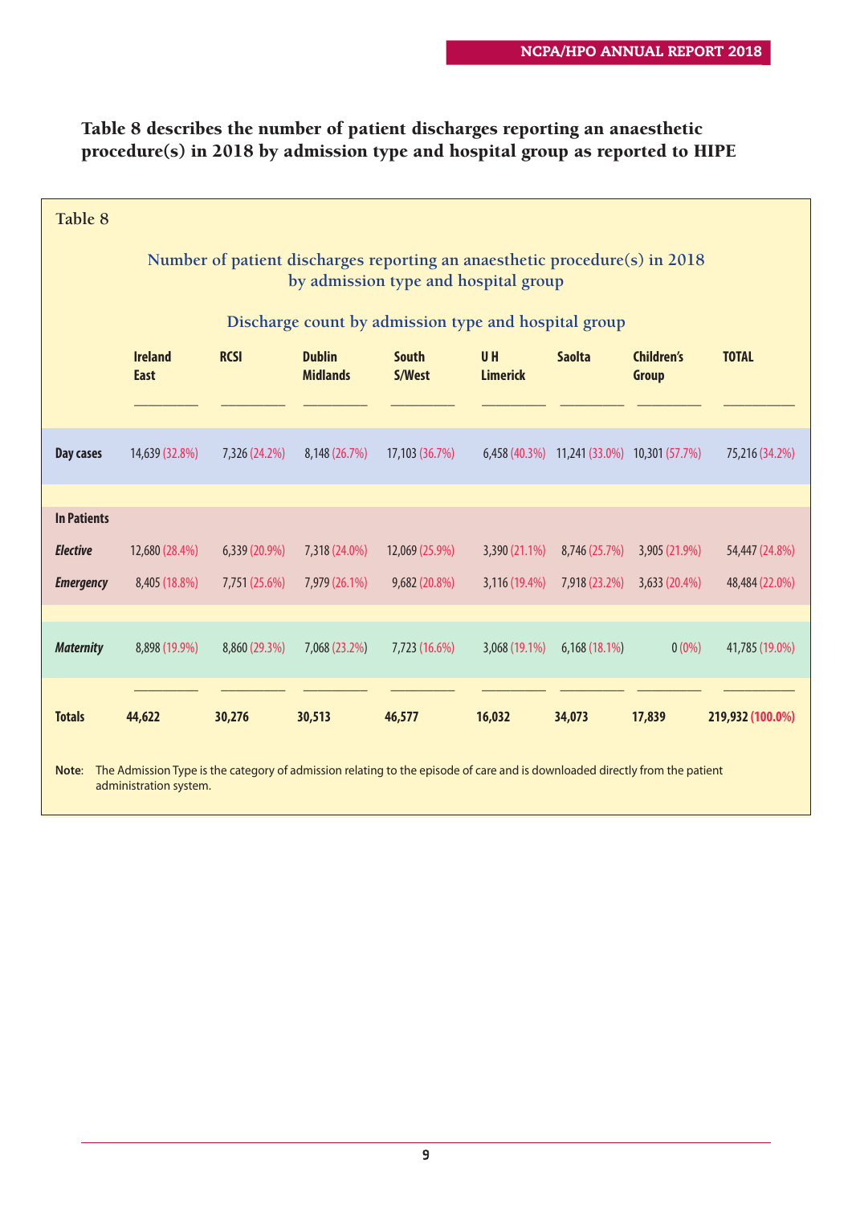**Table 8 describes the number of patient discharges reporting an anaesthetic procedure(s) in 2018 by admission type and hospital group as reported to HIPE**

Table 8

**Number of patient discharges reporting an anaesthetic procedure(s) in 2018 by admission type and hospital group**

**Discharge count by admission type and hospital group**

| | Ireland East | RCSI | Dublin Midlands | South S/West | U H Limerick | Saolta | Children's Group | TOTAL |
|---|---|---|---|---|---|---|---|---|
| **Day cases** | 14,639 (32.8%) | 7,326 (24.2%) | 8,148 (26.7%) | 17,103 (36.7%) | 6,458 (40.3%) | 11,241 (33.0%) | 10,301 (57.7%) | 75,216 (34.2%) |
| **In Patients** | | | | | | | | |
| ***Elective*** | 12,680 (28.4%) | 6,339 (20.9%) | 7,318 (24.0%) | 12,069 (25.9%) | 3,390 (21.1%) | 8,746 (25.7%) | 3,905 (21.9%) | 54,447 (24.8%) |
| ***Emergency*** | 8,405 (18.8%) | 7,751 (25.6%) | 7,979 (26.1%) | 9,682 (20.8%) | 3,116 (19.4%) | 7,918 (23.2%) | 3,633 (20.4%) | 48,484 (22.0%) |
| ***Maternity*** | 8,898 (19.9%) | 8,860 (29.3%) | 7,068 (23.2%) | 7,723 (16.6%) | 3,068 (19.1%) | 6,168 (18.1%) | 0 (0%) | 41,785 (19.0%) |
| **Totals** | **44,622** | **30,276** | **30,513** | **46,577** | **16,032** | **34,073** | **17,839** | **219,932 (100.0%)** |

**Note**: The Admission Type is the category of admission relating to the episode of care and is downloaded directly from the patient administration system.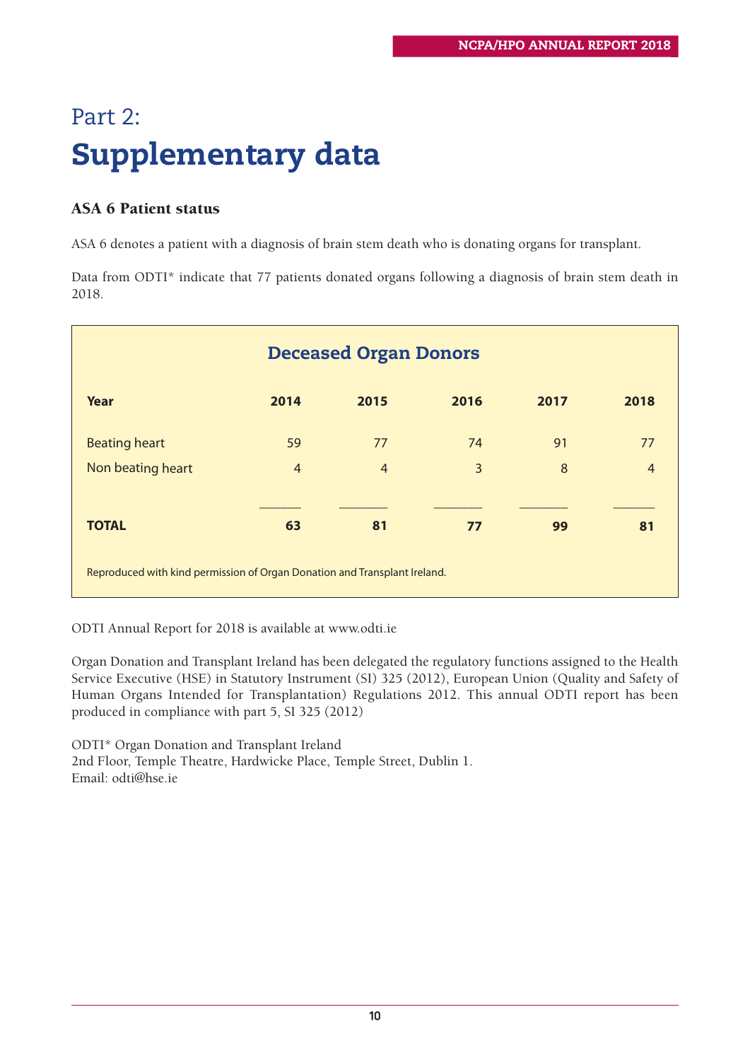# Part 2:
# Supplementary data

### ASA 6 Patient status

ASA 6 denotes a patient with a diagnosis of brain stem death who is donating organs for transplant.

Data from ODTI* indicate that 77 patients donated organs following a diagnosis of brain stem death in 2018.

**Deceased Organ Donors**

| Year | 2014 | 2015 | 2016 | 2017 | 2018 |
|---|---|---|---|---|---|
| Beating heart | 59 | 77 | 74 | 91 | 77 |
| Non beating heart | 4 | 4 | 3 | 8 | 4 |
| **TOTAL** | **63** | **81** | **77** | **99** | **81** |

Reproduced with kind permission of Organ Donation and Transplant Ireland.

ODTI Annual Report for 2018 is available at www.odti.ie

Organ Donation and Transplant Ireland has been delegated the regulatory functions assigned to the Health Service Executive (HSE) in Statutory Instrument (SI) 325 (2012), European Union (Quality and Safety of Human Organs Intended for Transplantation) Regulations 2012. This annual ODTI report has been produced in compliance with part 5, SI 325 (2012)

ODTI* Organ Donation and Transplant Ireland
2nd Floor, Temple Theatre, Hardwicke Place, Temple Street, Dublin 1.
Email: odti@hse.ie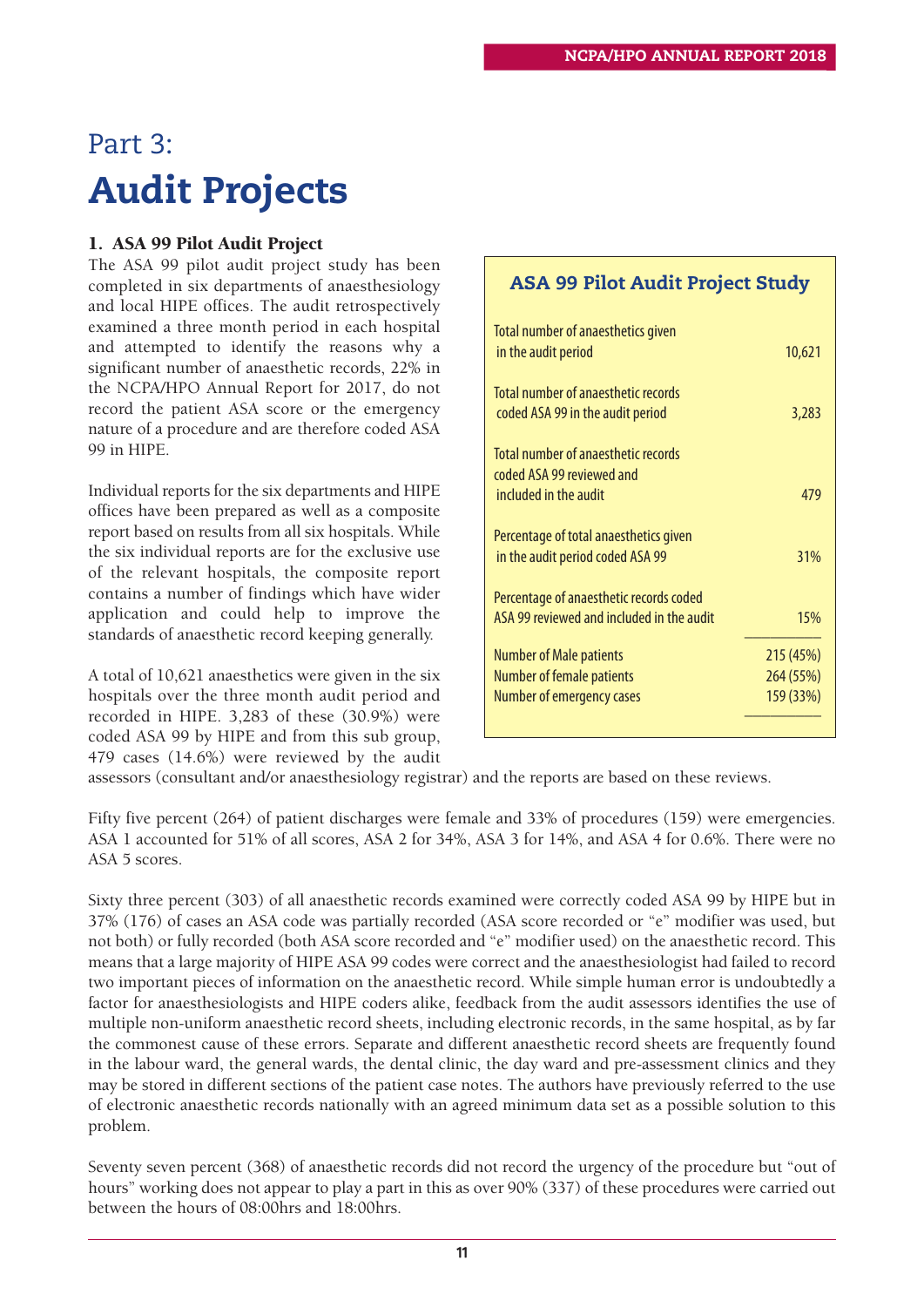# Part 3:

# Audit Projects

## 1. ASA 99 Pilot Audit Project

The ASA 99 pilot audit project study has been completed in six departments of anaesthesiology and local HIPE offices. The audit retrospectively examined a three month period in each hospital and attempted to identify the reasons why a significant number of anaesthetic records, 22% in the NCPA/HPO Annual Report for 2017, do not record the patient ASA score or the emergency nature of a procedure and are therefore coded ASA 99 in HIPE.

Individual reports for the six departments and HIPE offices have been prepared as well as a composite report based on results from all six hospitals. While the six individual reports are for the exclusive use of the relevant hospitals, the composite report contains a number of findings which have wider application and could help to improve the standards of anaesthetic record keeping generally.

A total of 10,621 anaesthetics were given in the six hospitals over the three month audit period and recorded in HIPE. 3,283 of these (30.9%) were coded ASA 99 by HIPE and from this sub group, 479 cases (14.6%) were reviewed by the audit assessors (consultant and/or anaesthesiology registrar) and the reports are based on these reviews.

**ASA 99 Pilot Audit Project Study**

| | |
|---|---|
| Total number of anaesthetics given in the audit period | 10,621 |
| Total number of anaesthetic records coded ASA 99 in the audit period | 3,283 |
| Total number of anaesthetic records coded ASA 99 reviewed and included in the audit | 479 |
| Percentage of total anaesthetics given in the audit period coded ASA 99 | 31% |
| Percentage of anaesthetic records coded ASA 99 reviewed and included in the audit | 15% |
| Number of Male patients | 215 (45%) |
| Number of female patients | 264 (55%) |
| Number of emergency cases | 159 (33%) |

Fifty five percent (264) of patient discharges were female and 33% of procedures (159) were emergencies. ASA 1 accounted for 51% of all scores, ASA 2 for 34%, ASA 3 for 14%, and ASA 4 for 0.6%. There were no ASA 5 scores.

Sixty three percent (303) of all anaesthetic records examined were correctly coded ASA 99 by HIPE but in 37% (176) of cases an ASA code was partially recorded (ASA score recorded or "e" modifier was used, but not both) or fully recorded (both ASA score recorded and "e" modifier used) on the anaesthetic record. This means that a large majority of HIPE ASA 99 codes were correct and the anaesthesiologist had failed to record two important pieces of information on the anaesthetic record. While simple human error is undoubtedly a factor for anaesthesiologists and HIPE coders alike, feedback from the audit assessors identifies the use of multiple non-uniform anaesthetic record sheets, including electronic records, in the same hospital, as by far the commonest cause of these errors. Separate and different anaesthetic record sheets are frequently found in the labour ward, the general wards, the dental clinic, the day ward and pre-assessment clinics and they may be stored in different sections of the patient case notes. The authors have previously referred to the use of electronic anaesthetic records nationally with an agreed minimum data set as a possible solution to this problem.

Seventy seven percent (368) of anaesthetic records did not record the urgency of the procedure but "out of hours" working does not appear to play a part in this as over 90% (337) of these procedures were carried out between the hours of 08:00hrs and 18:00hrs.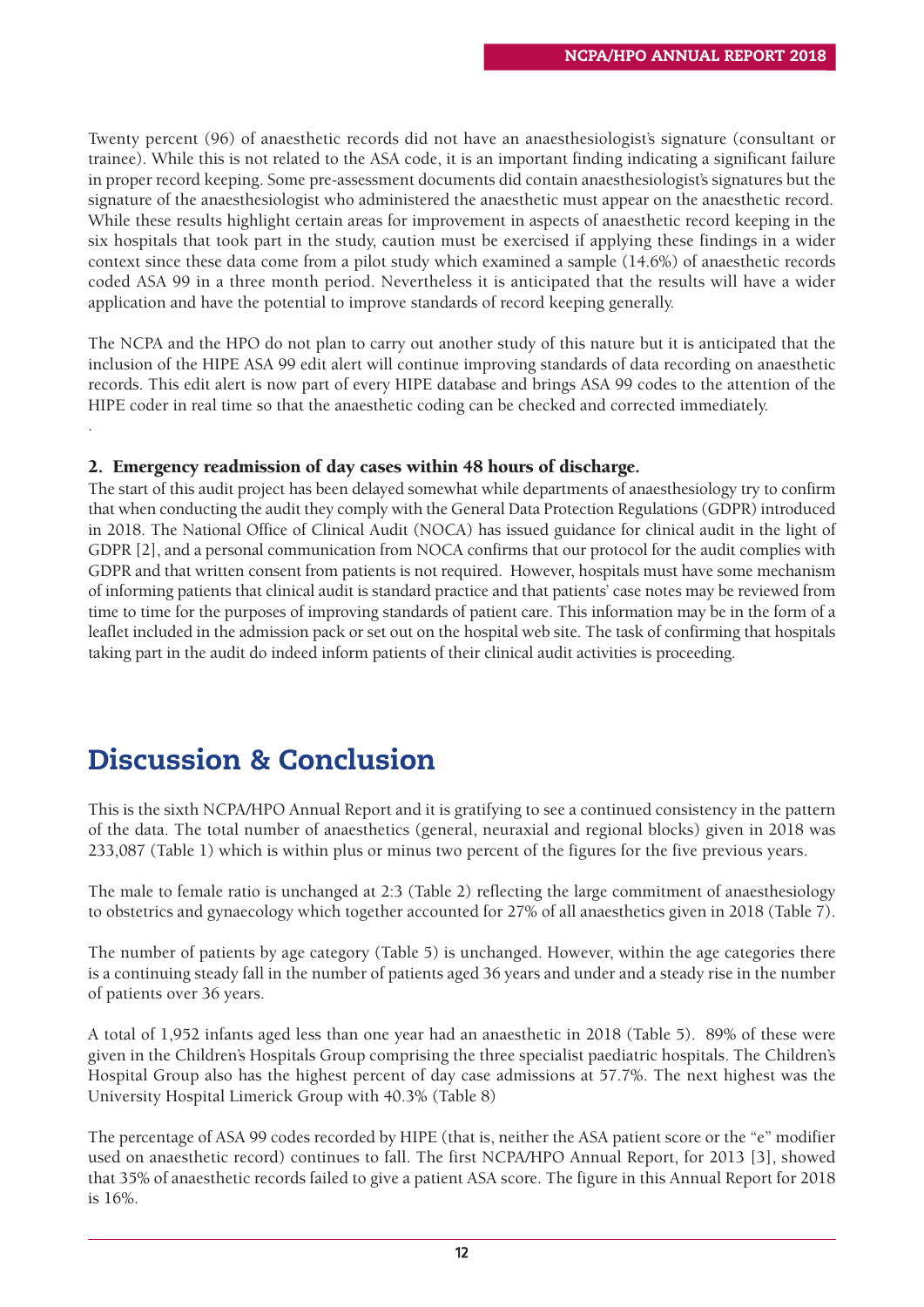Twenty percent (96) of anaesthetic records did not have an anaesthesiologist's signature (consultant or trainee). While this is not related to the ASA code, it is an important finding indicating a significant failure in proper record keeping. Some pre-assessment documents did contain anaesthesiologist's signatures but the signature of the anaesthesiologist who administered the anaesthetic must appear on the anaesthetic record. While these results highlight certain areas for improvement in aspects of anaesthetic record keeping in the six hospitals that took part in the study, caution must be exercised if applying these findings in a wider context since these data come from a pilot study which examined a sample (14.6%) of anaesthetic records coded ASA 99 in a three month period. Nevertheless it is anticipated that the results will have a wider application and have the potential to improve standards of record keeping generally.

The NCPA and the HPO do not plan to carry out another study of this nature but it is anticipated that the inclusion of the HIPE ASA 99 edit alert will continue improving standards of data recording on anaesthetic records. This edit alert is now part of every HIPE database and brings ASA 99 codes to the attention of the HIPE coder in real time so that the anaesthetic coding can be checked and corrected immediately.

### 2. Emergency readmission of day cases within 48 hours of discharge.

The start of this audit project has been delayed somewhat while departments of anaesthesiology try to confirm that when conducting the audit they comply with the General Data Protection Regulations (GDPR) introduced in 2018. The National Office of Clinical Audit (NOCA) has issued guidance for clinical audit in the light of GDPR [2], and a personal communication from NOCA confirms that our protocol for the audit complies with GDPR and that written consent from patients is not required. However, hospitals must have some mechanism of informing patients that clinical audit is standard practice and that patients' case notes may be reviewed from time to time for the purposes of improving standards of patient care. This information may be in the form of a leaflet included in the admission pack or set out on the hospital web site. The task of confirming that hospitals taking part in the audit do indeed inform patients of their clinical audit activities is proceeding.

# Discussion & Conclusion

This is the sixth NCPA/HPO Annual Report and it is gratifying to see a continued consistency in the pattern of the data. The total number of anaesthetics (general, neuraxial and regional blocks) given in 2018 was 233,087 (Table 1) which is within plus or minus two percent of the figures for the five previous years.

The male to female ratio is unchanged at 2:3 (Table 2) reflecting the large commitment of anaesthesiology to obstetrics and gynaecology which together accounted for 27% of all anaesthetics given in 2018 (Table 7).

The number of patients by age category (Table 5) is unchanged. However, within the age categories there is a continuing steady fall in the number of patients aged 36 years and under and a steady rise in the number of patients over 36 years.

A total of 1,952 infants aged less than one year had an anaesthetic in 2018 (Table 5). 89% of these were given in the Children's Hospitals Group comprising the three specialist paediatric hospitals. The Children's Hospital Group also has the highest percent of day case admissions at 57.7%. The next highest was the University Hospital Limerick Group with 40.3% (Table 8)

The percentage of ASA 99 codes recorded by HIPE (that is, neither the ASA patient score or the "e" modifier used on anaesthetic record) continues to fall. The first NCPA/HPO Annual Report, for 2013 [3], showed that 35% of anaesthetic records failed to give a patient ASA score. The figure in this Annual Report for 2018 is 16%.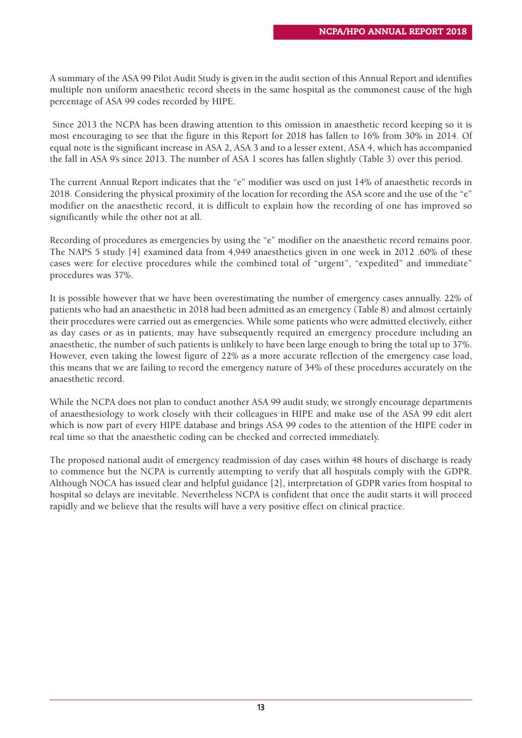A summary of the ASA 99 Pilot Audit Study is given in the audit section of this Annual Report and identifies multiple non uniform anaesthetic record sheets in the same hospital as the commonest cause of the high percentage of ASA 99 codes recorded by HIPE.

Since 2013 the NCPA has been drawing attention to this omission in anaesthetic record keeping so it is most encouraging to see that the figure in this Report for 2018 has fallen to 16% from 30% in 2014. Of equal note is the significant increase in ASA 2, ASA 3 and to a lesser extent, ASA 4, which has accompanied the fall in ASA 9's since 2013. The number of ASA 1 scores has fallen slightly (Table 3) over this period.

The current Annual Report indicates that the "e" modifier was used on just 14% of anaesthetic records in 2018. Considering the physical proximity of the location for recording the ASA score and the use of the "e" modifier on the anaesthetic record, it is difficult to explain how the recording of one has improved so significantly while the other not at all.

Recording of procedures as emergencies by using the "e" modifier on the anaesthetic record remains poor. The NAPS 5 study [4] examined data from 4,949 anaesthetics given in one week in 2012 .60% of these cases were for elective procedures while the combined total of "urgent", "expedited" and immediate" procedures was 37%.

It is possible however that we have been overestimating the number of emergency cases annually. 22% of patients who had an anaesthetic in 2018 had been admitted as an emergency (Table 8) and almost certainly their procedures were carried out as emergencies. While some patients who were admitted electively, either as day cases or as in patients, may have subsequently required an emergency procedure including an anaesthetic, the number of such patients is unlikely to have been large enough to bring the total up to 37%. However, even taking the lowest figure of 22% as a more accurate reflection of the emergency case load, this means that we are failing to record the emergency nature of 34% of these procedures accurately on the anaesthetic record.

While the NCPA does not plan to conduct another ASA 99 audit study, we strongly encourage departments of anaesthesiology to work closely with their colleagues in HIPE and make use of the ASA 99 edit alert which is now part of every HIPE database and brings ASA 99 codes to the attention of the HIPE coder in real time so that the anaesthetic coding can be checked and corrected immediately.

The proposed national audit of emergency readmission of day cases within 48 hours of discharge is ready to commence but the NCPA is currently attempting to verify that all hospitals comply with the GDPR. Although NOCA has issued clear and helpful guidance [2], interpretation of GDPR varies from hospital to hospital so delays are inevitable. Nevertheless NCPA is confident that once the audit starts it will proceed rapidly and we believe that the results will have a very positive effect on clinical practice.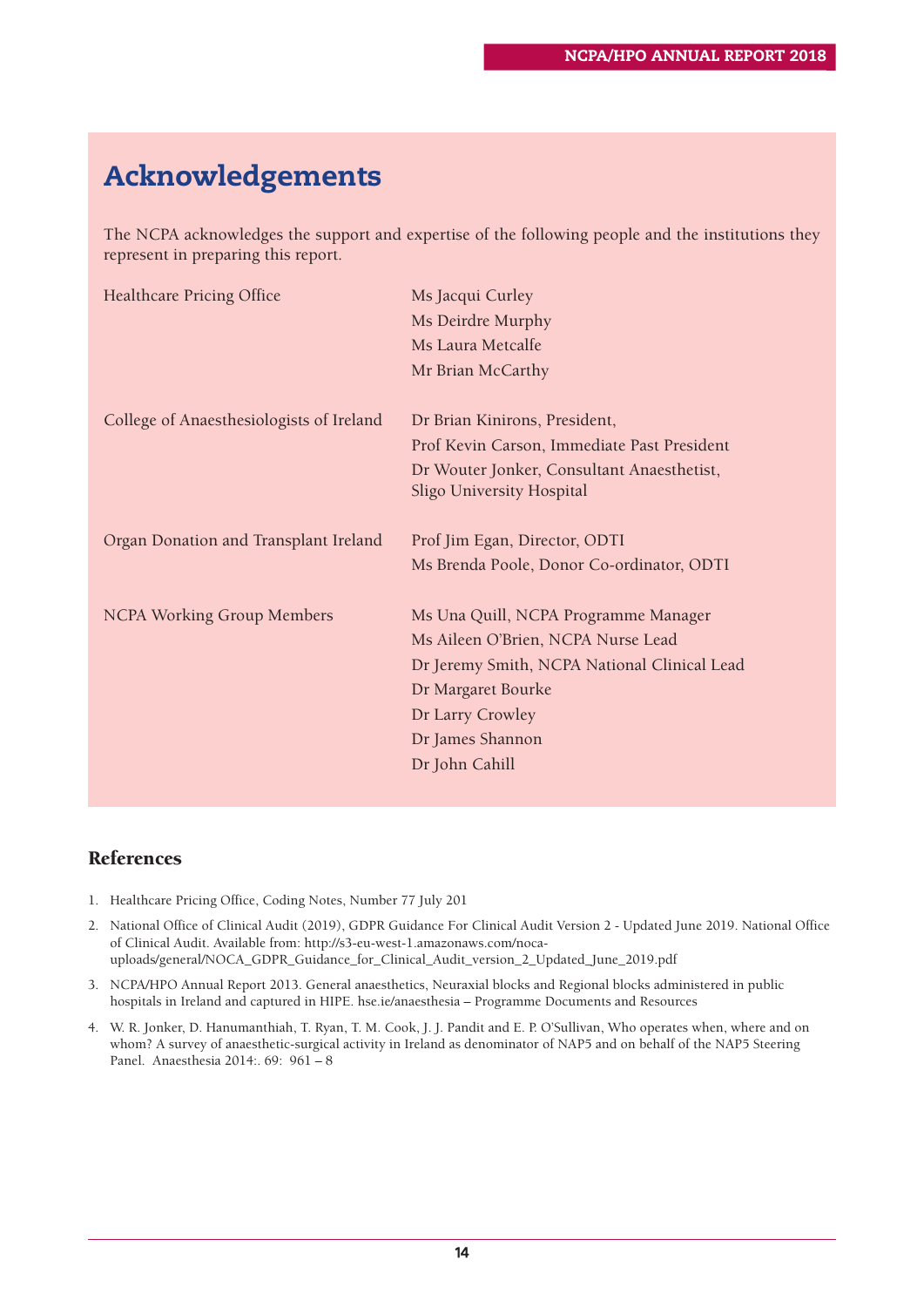# Acknowledgements

The NCPA acknowledges the support and expertise of the following people and the institutions they represent in preparing this report.

| | |
|---|---|
| Healthcare Pricing Office | Ms Jacqui Curley<br>Ms Deirdre Murphy<br>Ms Laura Metcalfe<br>Mr Brian McCarthy |
| College of Anaesthesiologists of Ireland | Dr Brian Kinirons, President,<br>Prof Kevin Carson, Immediate Past President<br>Dr Wouter Jonker, Consultant Anaesthetist, Sligo University Hospital |
| Organ Donation and Transplant Ireland | Prof Jim Egan, Director, ODTI<br>Ms Brenda Poole, Donor Co-ordinator, ODTI |
| NCPA Working Group Members | Ms Una Quill, NCPA Programme Manager<br>Ms Aileen O'Brien, NCPA Nurse Lead<br>Dr Jeremy Smith, NCPA National Clinical Lead<br>Dr Margaret Bourke<br>Dr Larry Crowley<br>Dr James Shannon<br>Dr John Cahill |

## References

1. Healthcare Pricing Office, Coding Notes, Number 77 July 201
2. National Office of Clinical Audit (2019), GDPR Guidance For Clinical Audit Version 2 - Updated June 2019. National Office of Clinical Audit. Available from: http://s3-eu-west-1.amazonaws.com/noca-uploads/general/NOCA_GDPR_Guidance_for_Clinical_Audit_version_2_Updated_June_2019.pdf
3. NCPA/HPO Annual Report 2013. General anaesthetics, Neuraxial blocks and Regional blocks administered in public hospitals in Ireland and captured in HIPE. hse.ie/anaesthesia – Programme Documents and Resources
4. W. R. Jonker, D. Hanumanthiah, T. Ryan, T. M. Cook, J. J. Pandit and E. P. O'Sullivan, Who operates when, where and on whom? A survey of anaesthetic-surgical activity in Ireland as denominator of NAP5 and on behalf of the NAP5 Steering Panel. Anaesthesia 2014:. 69: 961 – 8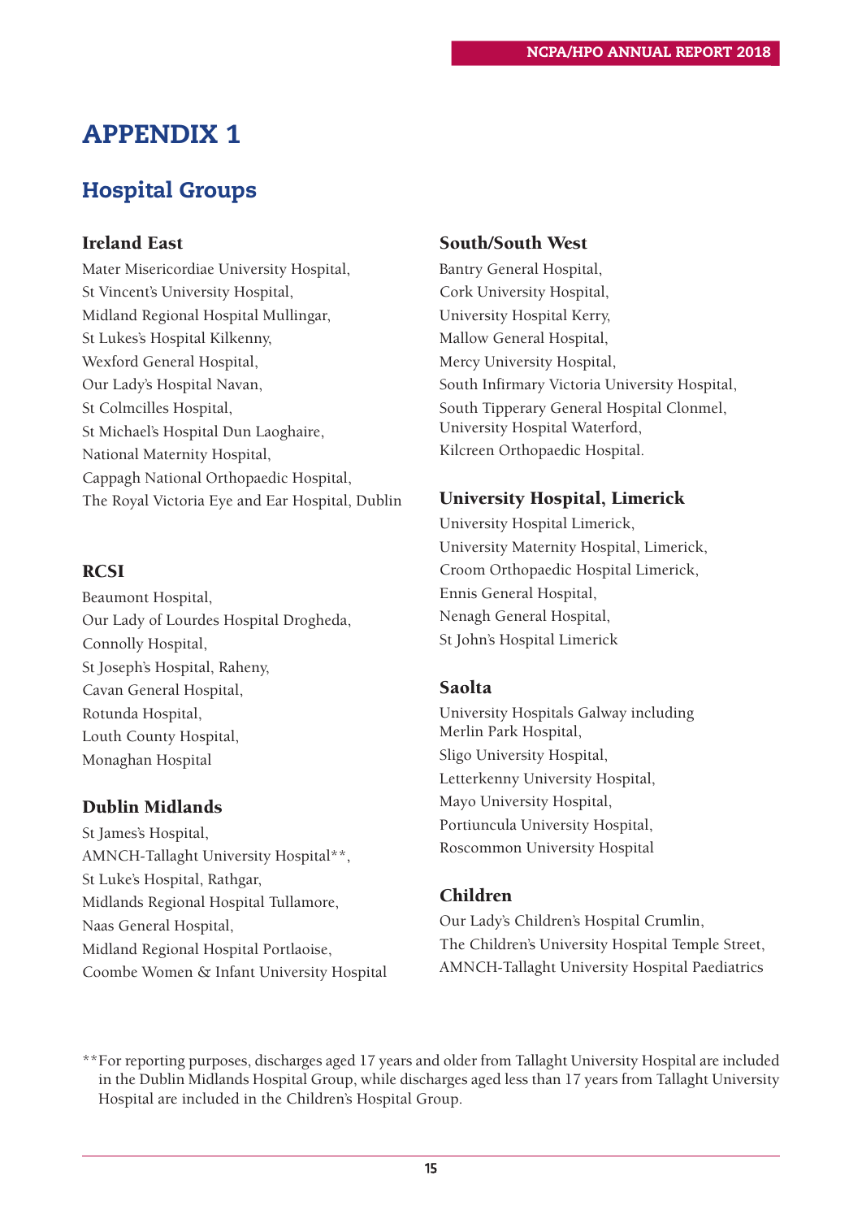# APPENDIX 1

## Hospital Groups

### Ireland East

Mater Misericordiae University Hospital,
St Vincent's University Hospital,
Midland Regional Hospital Mullingar,
St Lukes's Hospital Kilkenny,
Wexford General Hospital,
Our Lady's Hospital Navan,
St Colmcilles Hospital,
St Michael's Hospital Dun Laoghaire,
National Maternity Hospital,
Cappagh National Orthopaedic Hospital,
The Royal Victoria Eye and Ear Hospital, Dublin

### RCSI

Beaumont Hospital,
Our Lady of Lourdes Hospital Drogheda,
Connolly Hospital,
St Joseph's Hospital, Raheny,
Cavan General Hospital,
Rotunda Hospital,
Louth County Hospital,
Monaghan Hospital

### Dublin Midlands

St James's Hospital,
AMNCH-Tallaght University Hospital**,
St Luke's Hospital, Rathgar,
Midlands Regional Hospital Tullamore,
Naas General Hospital,
Midland Regional Hospital Portlaoise,
Coombe Women & Infant University Hospital

### South/South West

Bantry General Hospital,
Cork University Hospital,
University Hospital Kerry,
Mallow General Hospital,
Mercy University Hospital,
South Infirmary Victoria University Hospital,
South Tipperary General Hospital Clonmel,
University Hospital Waterford,
Kilcreen Orthopaedic Hospital.

### University Hospital, Limerick

University Hospital Limerick,
University Maternity Hospital, Limerick,
Croom Orthopaedic Hospital Limerick,
Ennis General Hospital,
Nenagh General Hospital,
St John's Hospital Limerick

### Saolta

University Hospitals Galway including Merlin Park Hospital,
Sligo University Hospital,
Letterkenny University Hospital,
Mayo University Hospital,
Portiuncula University Hospital,
Roscommon University Hospital

### Children

Our Lady's Children's Hospital Crumlin,
The Children's University Hospital Temple Street,
AMNCH-Tallaght University Hospital Paediatrics

**For reporting purposes, discharges aged 17 years and older from Tallaght University Hospital are included in the Dublin Midlands Hospital Group, while discharges aged less than 17 years from Tallaght University Hospital are included in the Children's Hospital Group.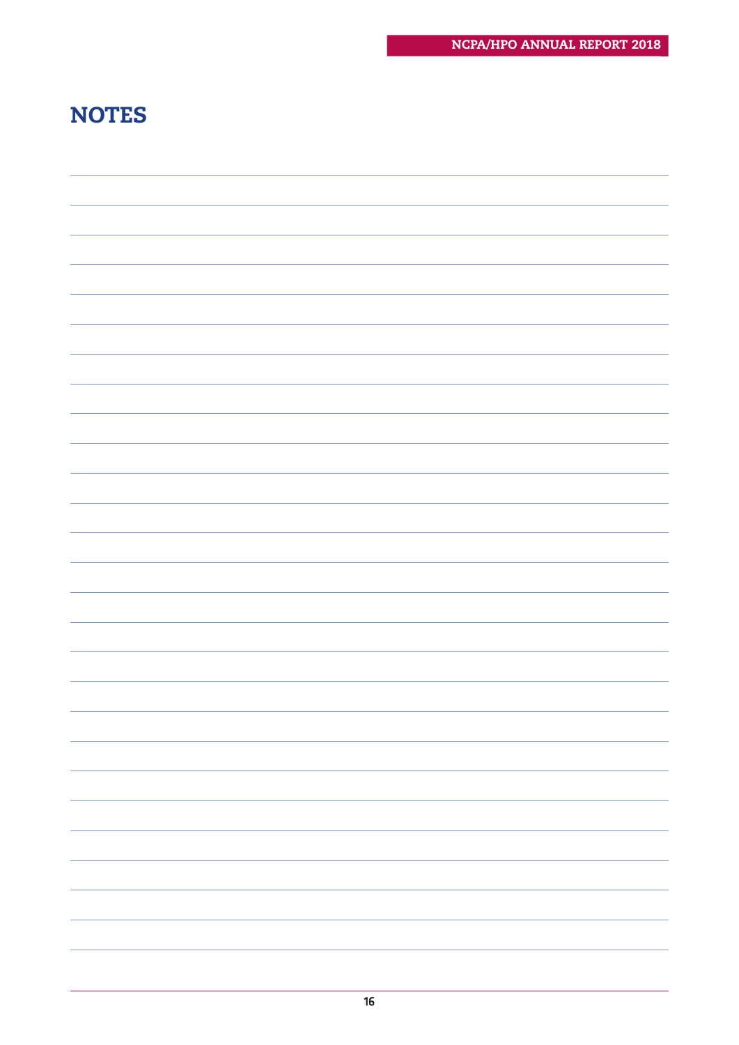# NOTES